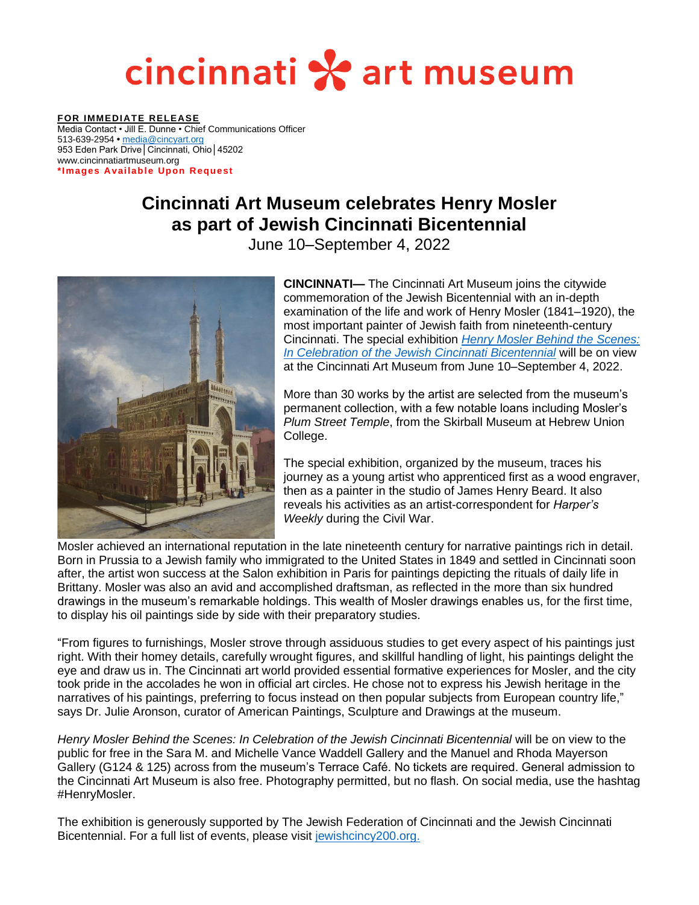# cincinnati art museum

**FOR IMMEDIATE RELEASE**
Media Contact • Jill E. Dunne • Chief Communications Officer
513-639-2954 • media@cincyart.org
953 Eden Park Drive│Cincinnati, Ohio│45202
www.cincinnatiartmuseum.org
**\*Images Available Upon Request**

## Cincinnati Art Museum celebrates Henry Mosler as part of Jewish Cincinnati Bicentennial

June 10–September 4, 2022

**CINCINNATI—** The Cincinnati Art Museum joins the citywide commemoration of the Jewish Bicentennial with an in-depth examination of the life and work of Henry Mosler (1841–1920), the most important painter of Jewish faith from nineteenth-century Cincinnati. The special exhibition *Henry Mosler Behind the Scenes: In Celebration of the Jewish Cincinnati Bicentennial* will be on view at the Cincinnati Art Museum from June 10–September 4, 2022.

More than 30 works by the artist are selected from the museum's permanent collection, with a few notable loans including Mosler's *Plum Street Temple*, from the Skirball Museum at Hebrew Union College.

The special exhibition, organized by the museum, traces his journey as a young artist who apprenticed first as a wood engraver, then as a painter in the studio of James Henry Beard. It also reveals his activities as an artist-correspondent for *Harper's Weekly* during the Civil War.

Mosler achieved an international reputation in the late nineteenth century for narrative paintings rich in detail. Born in Prussia to a Jewish family who immigrated to the United States in 1849 and settled in Cincinnati soon after, the artist won success at the Salon exhibition in Paris for paintings depicting the rituals of daily life in Brittany. Mosler was also an avid and accomplished draftsman, as reflected in the more than six hundred drawings in the museum's remarkable holdings. This wealth of Mosler drawings enables us, for the first time, to display his oil paintings side by side with their preparatory studies.

"From figures to furnishings, Mosler strove through assiduous studies to get every aspect of his paintings just right. With their homey details, carefully wrought figures, and skillful handling of light, his paintings delight the eye and draw us in. The Cincinnati art world provided essential formative experiences for Mosler, and the city took pride in the accolades he won in official art circles. He chose not to express his Jewish heritage in the narratives of his paintings, preferring to focus instead on then popular subjects from European country life," says Dr. Julie Aronson, curator of American Paintings, Sculpture and Drawings at the museum.

*Henry Mosler Behind the Scenes: In Celebration of the Jewish Cincinnati Bicentennial* will be on view to the public for free in the Sara M. and Michelle Vance Waddell Gallery and the Manuel and Rhoda Mayerson Gallery (G124 & 125) across from the museum's Terrace Café. No tickets are required. General admission to the Cincinnati Art Museum is also free. Photography permitted, but no flash. On social media, use the hashtag #HenryMosler.

The exhibition is generously supported by The Jewish Federation of Cincinnati and the Jewish Cincinnati Bicentennial. For a full list of events, please visit jewishcincy200.org.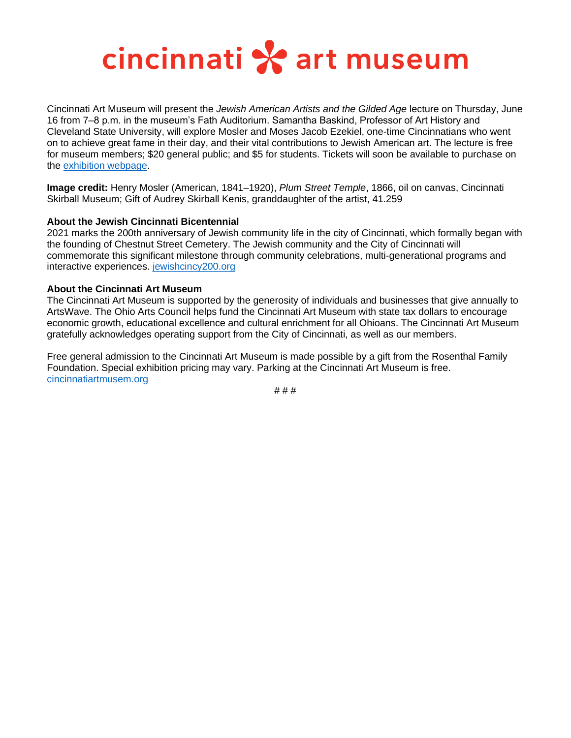cincinnati art museum

Cincinnati Art Museum will present the *Jewish American Artists and the Gilded Age* lecture on Thursday, June 16 from 7–8 p.m. in the museum's Fath Auditorium. Samantha Baskind, Professor of Art History and Cleveland State University, will explore Mosler and Moses Jacob Ezekiel, one-time Cincinnatians who went on to achieve great fame in their day, and their vital contributions to Jewish American art. The lecture is free for museum members; $20 general public; and $5 for students. Tickets will soon be available to purchase on the exhibition webpage.

**Image credit:** Henry Mosler (American, 1841–1920), *Plum Street Temple*, 1866, oil on canvas, Cincinnati Skirball Museum; Gift of Audrey Skirball Kenis, granddaughter of the artist, 41.259

**About the Jewish Cincinnati Bicentennial**
2021 marks the 200th anniversary of Jewish community life in the city of Cincinnati, which formally began with the founding of Chestnut Street Cemetery. The Jewish community and the City of Cincinnati will commemorate this significant milestone through community celebrations, multi-generational programs and interactive experiences. jewishcincy200.org

**About the Cincinnati Art Museum**
The Cincinnati Art Museum is supported by the generosity of individuals and businesses that give annually to ArtsWave. The Ohio Arts Council helps fund the Cincinnati Art Museum with state tax dollars to encourage economic growth, educational excellence and cultural enrichment for all Ohioans. The Cincinnati Art Museum gratefully acknowledges operating support from the City of Cincinnati, as well as our members.

Free general admission to the Cincinnati Art Museum is made possible by a gift from the Rosenthal Family Foundation. Special exhibition pricing may vary. Parking at the Cincinnati Art Museum is free. cincinnatiartmusem.org

# # #